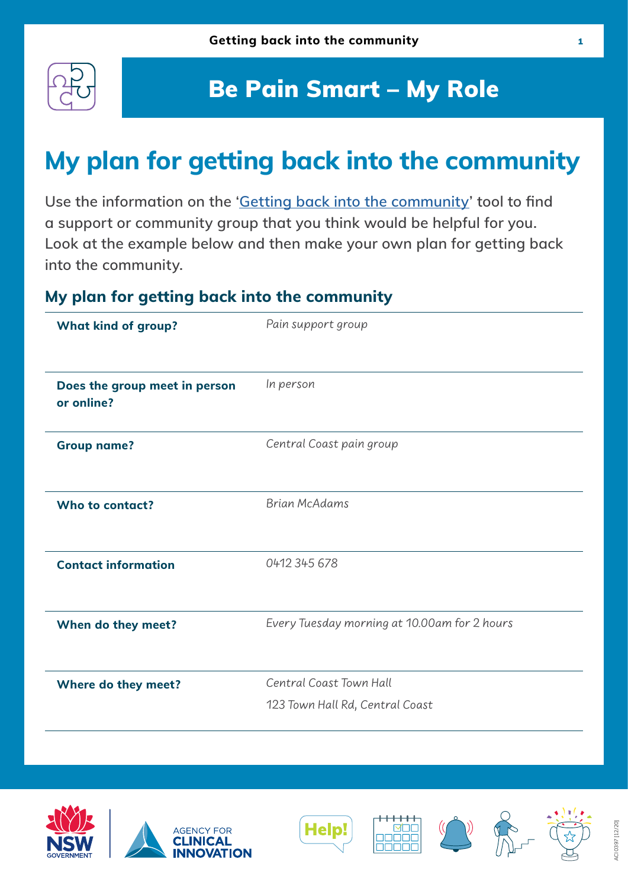# Be Pain Smart – My Role

## My plan for getting back into the community

Use the information on the '[Getting back into the community](#)' tool to find a support or community group that you think would be helpful for you. Look at the example below and then make your own plan for getting back into the community.

### My plan for getting back into the community

| | |
|---|---|
| **What kind of group?** | *Pain support group* |
| **Does the group meet in person or online?** | *In person* |
| **Group name?** | *Central Coast pain group* |
| **Who to contact?** | *Brian McAdams* |
| **Contact information** | *0412 345 678* |
| **When do they meet?** | *Every Tuesday morning at 10.00am for 2 hours* |
| **Where do they meet?** | *Central Coast Town Hall*<br>*123 Town Hall Rd, Central Coast* |

ACI 0397 [12/20]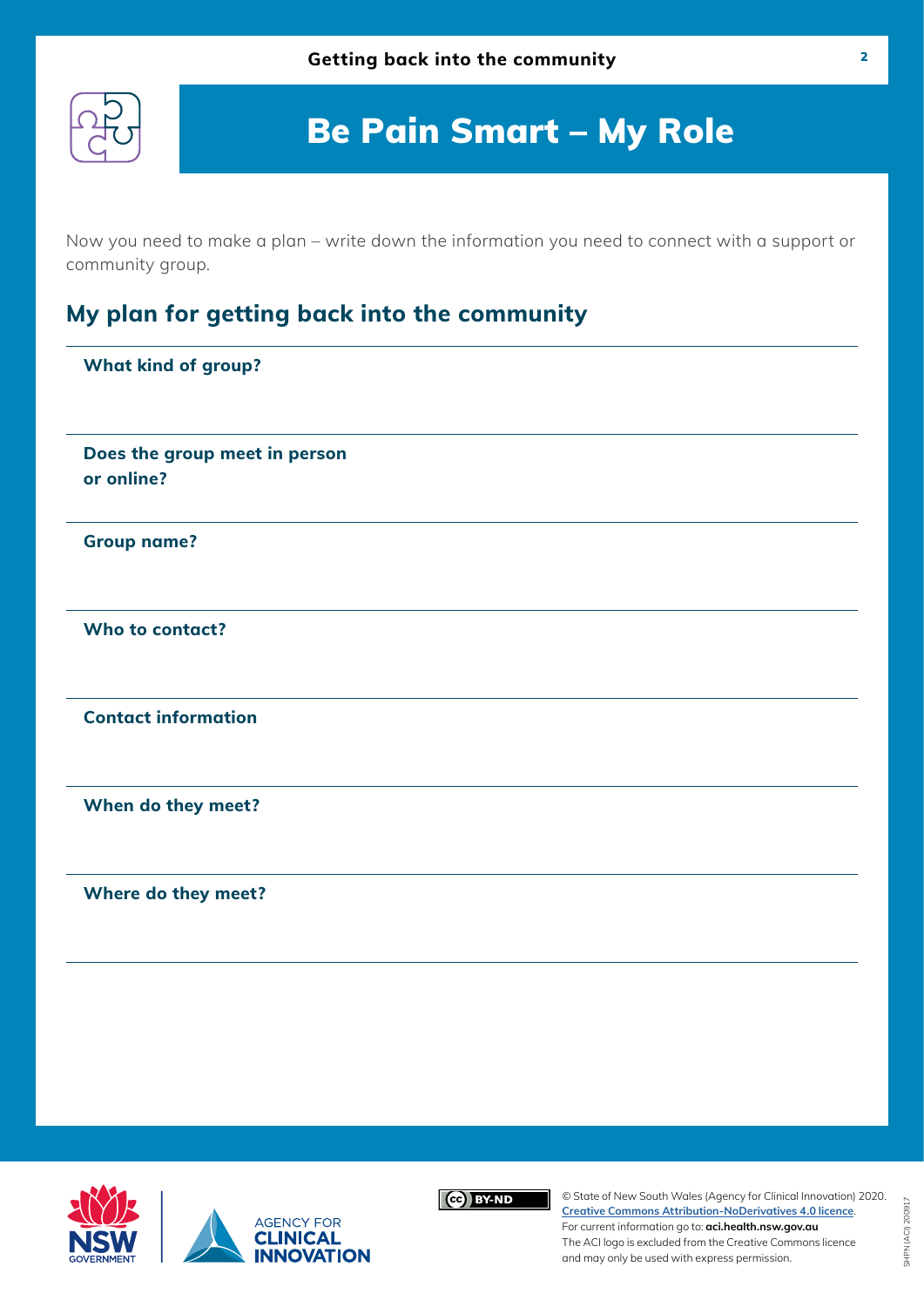# Be Pain Smart – My Role

Now you need to make a plan – write down the information you need to connect with a support or community group.

## My plan for getting back into the community

**What kind of group?**

**Does the group meet in person or online?**

**Group name?**

**Who to contact?**

**Contact information**

**When do they meet?**

**Where do they meet?**

© State of New South Wales (Agency for Clinical Innovation) 2020. Creative Commons Attribution-NoDerivatives 4.0 licence.
For current information go to: **aci.health.nsw.gov.au**
The ACI logo is excluded from the Creative Commons licence and may only be used with express permission.

SHPN (ACI) 200917